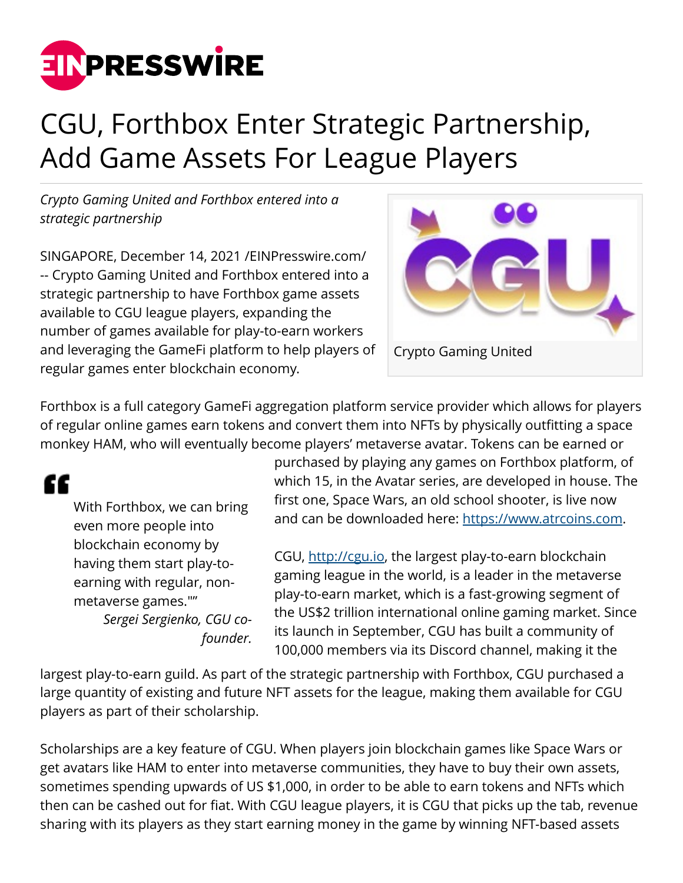# CGU, Forthbox Enter Strategic Partnership, Add Game Assets For League Players

*Crypto Gaming United and Forthbox entered into a strategic partnership*

Crypto Gaming United

SINGAPORE, December 14, 2021 /EINPresswire.com/ -- Crypto Gaming United and Forthbox entered into a strategic partnership to have Forthbox game assets available to CGU league players, expanding the number of games available for play-to-earn workers and leveraging the GameFi platform to help players of regular games enter blockchain economy.

Forthbox is a full category GameFi aggregation platform service provider which allows for players of regular online games earn tokens and convert them into NFTs by physically outfitting a space monkey HAM, who will eventually become players' metaverse avatar. Tokens can be earned or purchased by playing any games on Forthbox platform, of which 15, in the Avatar series, are developed in house. The first one, Space Wars, an old school shooter, is live now and can be downloaded here: https://www.atrcoins.com.

> With Forthbox, we can bring even more people into blockchain economy by having them start play-to-earning with regular, non-metaverse games.""
>
> *Sergei Sergienko, CGU co-founder.*

CGU, http://cgu.io, the largest play-to-earn blockchain gaming league in the world, is a leader in the metaverse play-to-earn market, which is a fast-growing segment of the US$2 trillion international online gaming market. Since its launch in September, CGU has built a community of 100,000 members via its Discord channel, making it the largest play-to-earn guild. As part of the strategic partnership with Forthbox, CGU purchased a large quantity of existing and future NFT assets for the league, making them available for CGU players as part of their scholarship.

Scholarships are a key feature of CGU. When players join blockchain games like Space Wars or get avatars like HAM to enter into metaverse communities, they have to buy their own assets, sometimes spending upwards of US $1,000, in order to be able to earn tokens and NFTs which then can be cashed out for fiat. With CGU league players, it is CGU that picks up the tab, revenue sharing with its players as they start earning money in the game by winning NFT-based assets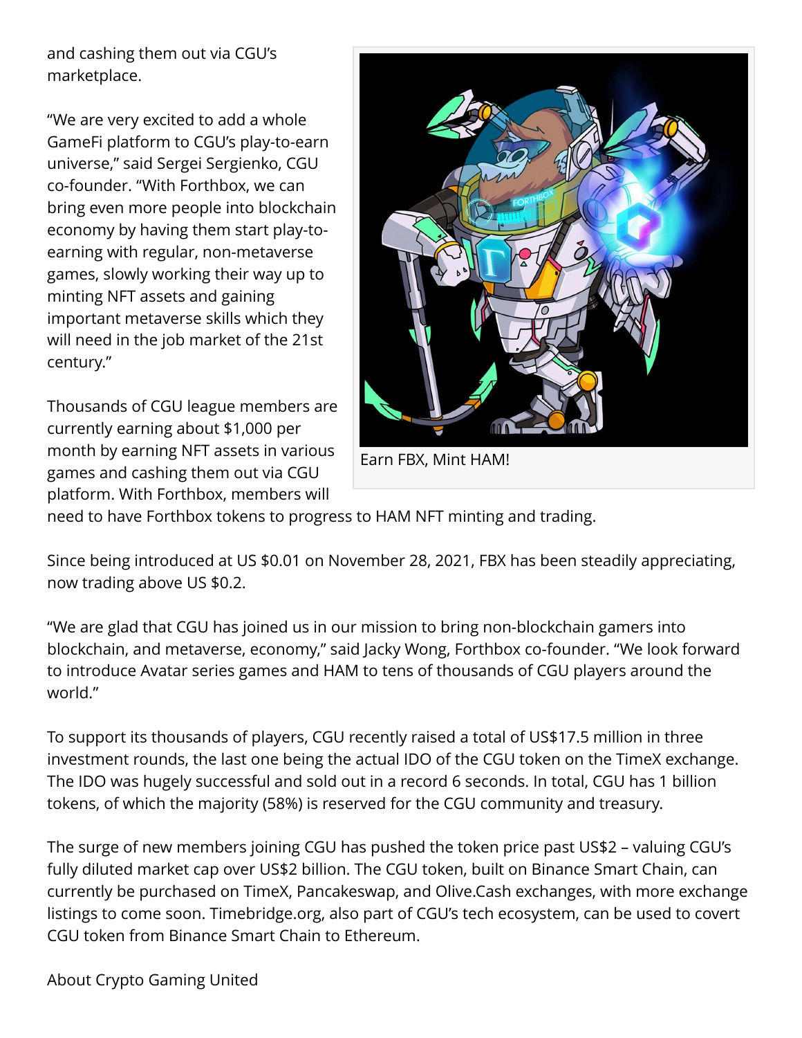and cashing them out via CGU's marketplace.

"We are very excited to add a whole GameFi platform to CGU's play-to-earn universe," said Sergei Sergienko, CGU co-founder. "With Forthbox, we can bring even more people into blockchain economy by having them start play-to-earning with regular, non-metaverse games, slowly working their way up to minting NFT assets and gaining important metaverse skills which they will need in the job market of the 21st century."

Earn FBX, Mint HAM!

Thousands of CGU league members are currently earning about $1,000 per month by earning NFT assets in various games and cashing them out via CGU platform. With Forthbox, members will need to have Forthbox tokens to progress to HAM NFT minting and trading.

Since being introduced at US $0.01 on November 28, 2021, FBX has been steadily appreciating, now trading above US $0.2.

"We are glad that CGU has joined us in our mission to bring non-blockchain gamers into blockchain, and metaverse, economy," said Jacky Wong, Forthbox co-founder. "We look forward to introduce Avatar series games and HAM to tens of thousands of CGU players around the world."

To support its thousands of players, CGU recently raised a total of US$17.5 million in three investment rounds, the last one being the actual IDO of the CGU token on the TimeX exchange. The IDO was hugely successful and sold out in a record 6 seconds. In total, CGU has 1 billion tokens, of which the majority (58%) is reserved for the CGU community and treasury.

The surge of new members joining CGU has pushed the token price past US$2 – valuing CGU's fully diluted market cap over US$2 billion. The CGU token, built on Binance Smart Chain, can currently be purchased on TimeX, Pancakeswap, and Olive.Cash exchanges, with more exchange listings to come soon. Timebridge.org, also part of CGU's tech ecosystem, can be used to covert CGU token from Binance Smart Chain to Ethereum.

About Crypto Gaming United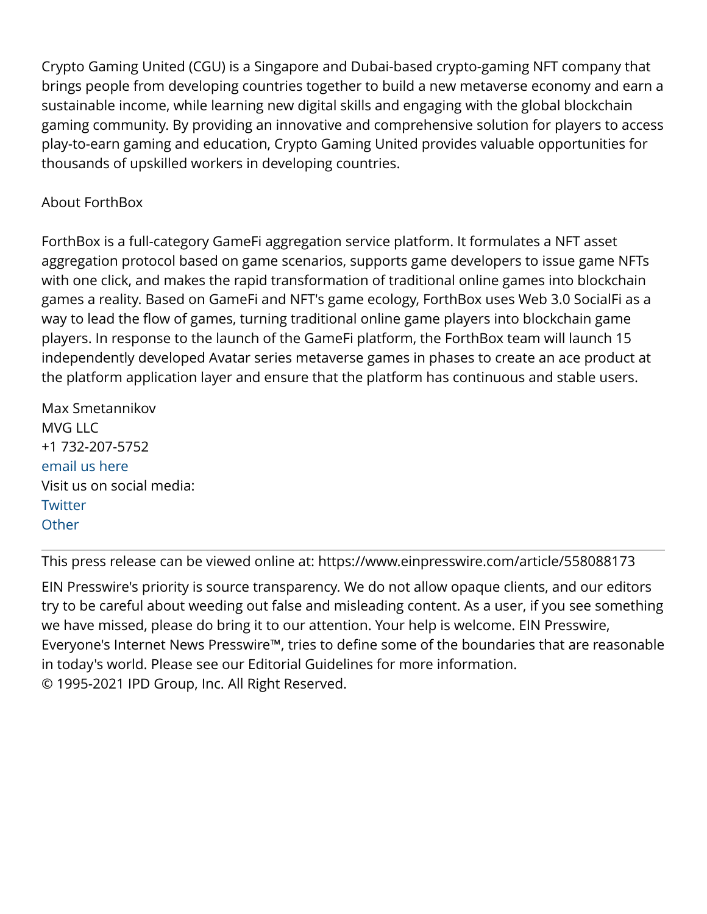Crypto Gaming United (CGU) is a Singapore and Dubai-based crypto-gaming NFT company that brings people from developing countries together to build a new metaverse economy and earn a sustainable income, while learning new digital skills and engaging with the global blockchain gaming community. By providing an innovative and comprehensive solution for players to access play-to-earn gaming and education, Crypto Gaming United provides valuable opportunities for thousands of upskilled workers in developing countries.

About ForthBox

ForthBox is a full-category GameFi aggregation service platform. It formulates a NFT asset aggregation protocol based on game scenarios, supports game developers to issue game NFTs with one click, and makes the rapid transformation of traditional online games into blockchain games a reality. Based on GameFi and NFT's game ecology, ForthBox uses Web 3.0 SocialFi as a way to lead the flow of games, turning traditional online game players into blockchain game players. In response to the launch of the GameFi platform, the ForthBox team will launch 15 independently developed Avatar series metaverse games in phases to create an ace product at the platform application layer and ensure that the platform has continuous and stable users.

Max Smetannikov
MVG LLC
+1 732-207-5752
email us here
Visit us on social media:
Twitter
Other

---

This press release can be viewed online at: https://www.einpresswire.com/article/558088173

EIN Presswire's priority is source transparency. We do not allow opaque clients, and our editors try to be careful about weeding out false and misleading content. As a user, if you see something we have missed, please do bring it to our attention. Your help is welcome. EIN Presswire, Everyone's Internet News Presswire™, tries to define some of the boundaries that are reasonable in today's world. Please see our Editorial Guidelines for more information.
© 1995-2021 IPD Group, Inc. All Right Reserved.